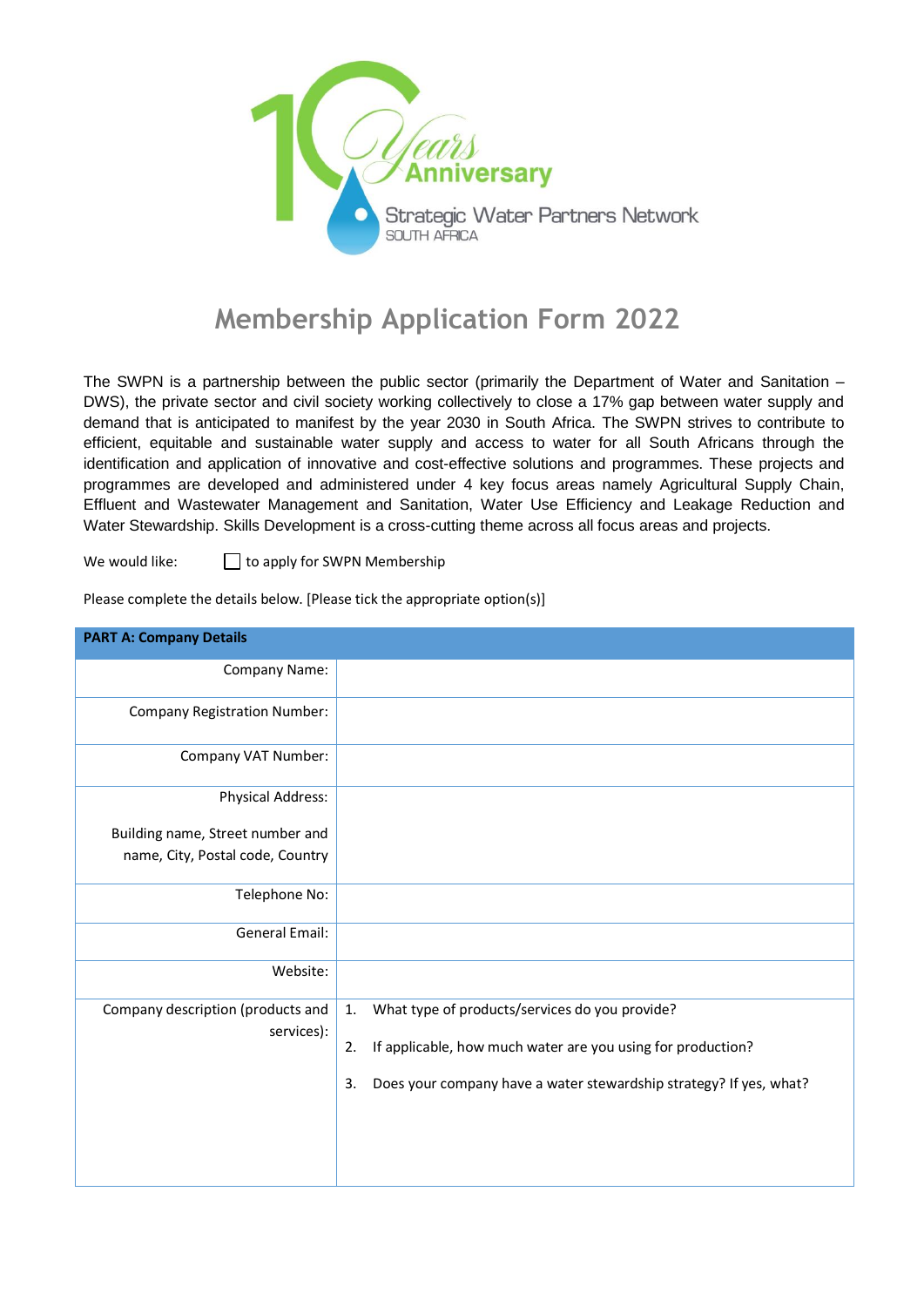10 Years Anniversary

Strategic Water Partners Network
SOUTH AFRICA

# Membership Application Form 2022

The SWPN is a partnership between the public sector (primarily the Department of Water and Sanitation – DWS), the private sector and civil society working collectively to close a 17% gap between water supply and demand that is anticipated to manifest by the year 2030 in South Africa. The SWPN strives to contribute to efficient, equitable and sustainable water supply and access to water for all South Africans through the identification and application of innovative and cost-effective solutions and programmes. These projects and programmes are developed and administered under 4 key focus areas namely Agricultural Supply Chain, Effluent and Wastewater Management and Sanitation, Water Use Efficiency and Leakage Reduction and Water Stewardship. Skills Development is a cross-cutting theme across all focus areas and projects.

We would like: ☐ to apply for SWPN Membership

Please complete the details below. [Please tick the appropriate option(s)]

| PART A: Company Details | |
|---|---|
| Company Name: | |
| Company Registration Number: | |
| Company VAT Number: | |
| Physical Address:<br><br>Building name, Street number and name, City, Postal code, Country | |
| Telephone No: | |
| General Email: | |
| Website: | |
| Company description (products and services): | 1. What type of products/services do you provide?<br>2. If applicable, how much water are you using for production?<br>3. Does your company have a water stewardship strategy? If yes, what? |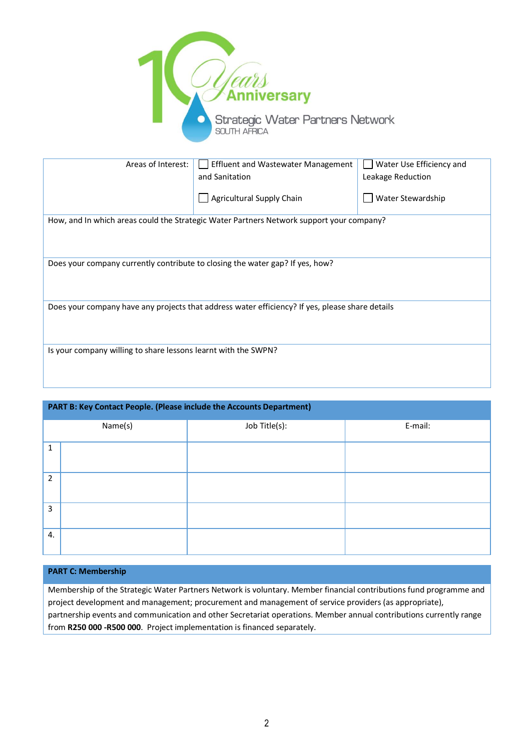| Areas of Interest: | ☐ Effluent and Wastewater Management and Sanitation | ☐ Water Use Efficiency and Leakage Reduction |
|---|---|---|
| | ☐ Agricultural Supply Chain | ☐ Water Stewardship |
| How, and In which areas could the Strategic Water Partners Network support your company? | | |
| Does your company currently contribute to closing the water gap? If yes, how? | | |
| Does your company have any projects that address water efficiency? If yes, please share details | | |
| Is your company willing to share lessons learnt with the SWPN? | | |

**PART B: Key Contact People. (Please include the Accounts Department)**

| | Name(s) | Job Title(s): | E-mail: |
|---|---|---|---|
| 1 | | | |
| 2 | | | |
| 3 | | | |
| 4. | | | |

**PART C: Membership**

Membership of the Strategic Water Partners Network is voluntary. Member financial contributions fund programme and project development and management; procurement and management of service providers (as appropriate), partnership events and communication and other Secretariat operations. Member annual contributions currently range from **R250 000 -R500 000**. Project implementation is financed separately.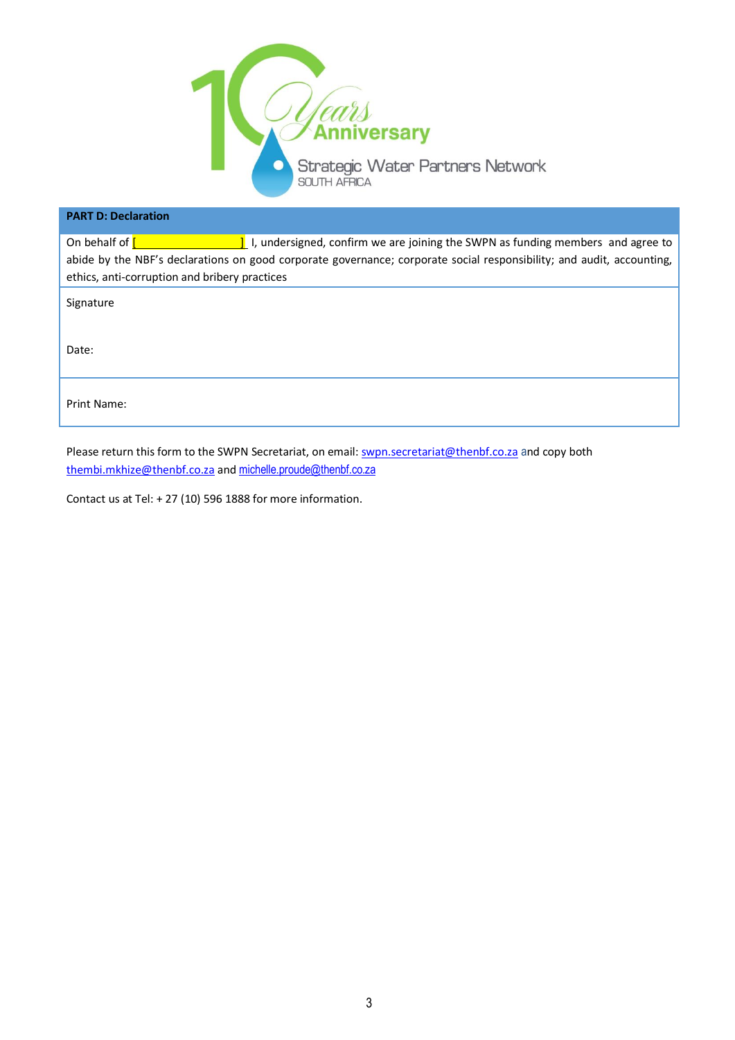10 Years Anniversary
Strategic Water Partners Network
SOUTH AFRICA

| PART D: Declaration |
|---|
| On behalf of [                    ] I, undersigned, confirm we are joining the SWPN as funding members and agree to abide by the NBF's declarations on good corporate governance; corporate social responsibility; and audit, accounting, ethics, anti-corruption and bribery practices |
| Signature<br><br>Date: |
| Print Name: |

Please return this form to the SWPN Secretariat, on email: swpn.secretariat@thenbf.co.za and copy both thembi.mkhize@thenbf.co.za and michelle.proude@thenbf.co.za

Contact us at Tel: + 27 (10) 596 1888 for more information.